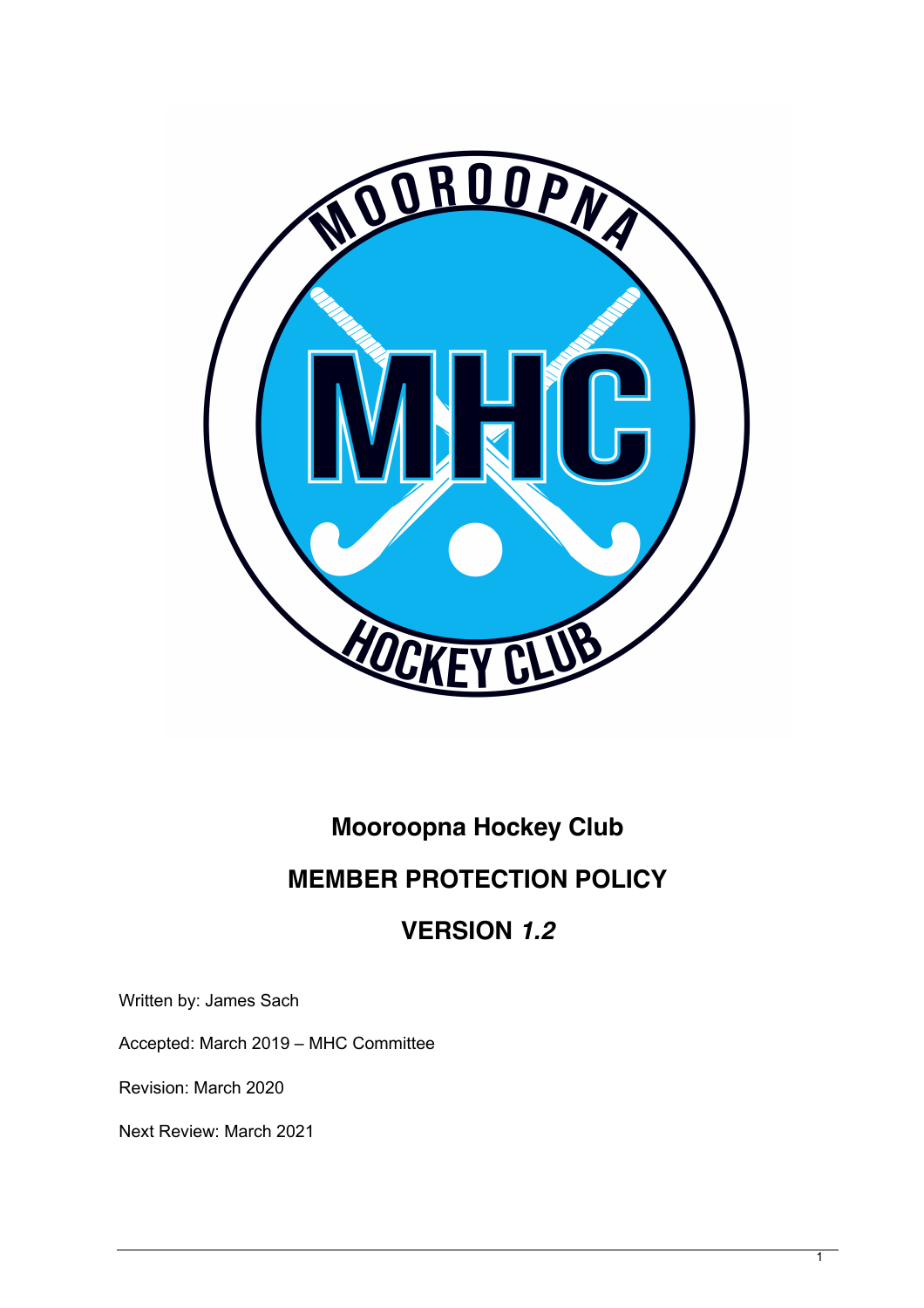# Mooroopna Hockey Club

# MEMBER PROTECTION POLICY

# VERSION *1.2*

Written by: James Sach

Accepted: March 2019 – MHC Committee

Revision: March 2020

Next Review: March 2021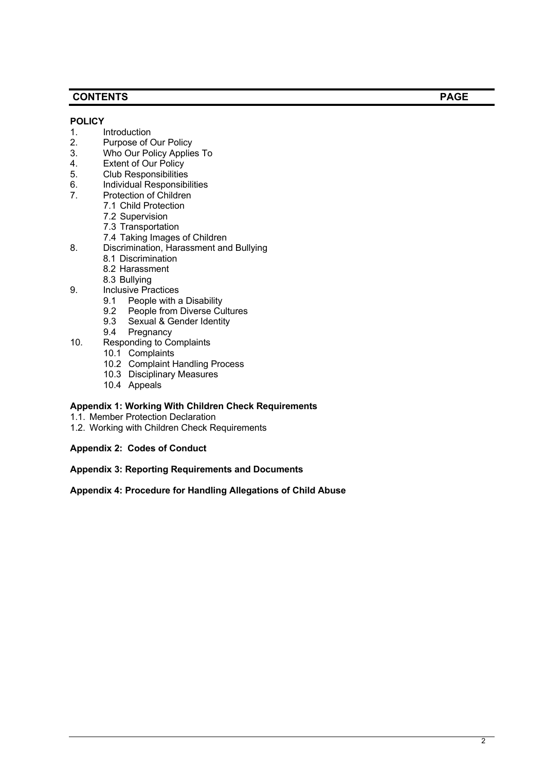| CONTENTS | PAGE |
|---|---|

**POLICY**

1. Introduction
2. Purpose of Our Policy
3. Who Our Policy Applies To
4. Extent of Our Policy
5. Club Responsibilities
6. Individual Responsibilities
7. Protection of Children
    - 7.1 Child Protection
    - 7.2 Supervision
    - 7.3 Transportation
    - 7.4 Taking Images of Children
8. Discrimination, Harassment and Bullying
    - 8.1 Discrimination
    - 8.2 Harassment
    - 8.3 Bullying
9. Inclusive Practices
    - 9.1 People with a Disability
    - 9.2 People from Diverse Cultures
    - 9.3 Sexual & Gender Identity
    - 9.4 Pregnancy
10. Responding to Complaints
    - 10.1 Complaints
    - 10.2 Complaint Handling Process
    - 10.3 Disciplinary Measures
    - 10.4 Appeals

**Appendix 1: Working With Children Check Requirements**

1.1. Member Protection Declaration
1.2. Working with Children Check Requirements

**Appendix 2: Codes of Conduct**

**Appendix 3: Reporting Requirements and Documents**

**Appendix 4: Procedure for Handling Allegations of Child Abuse**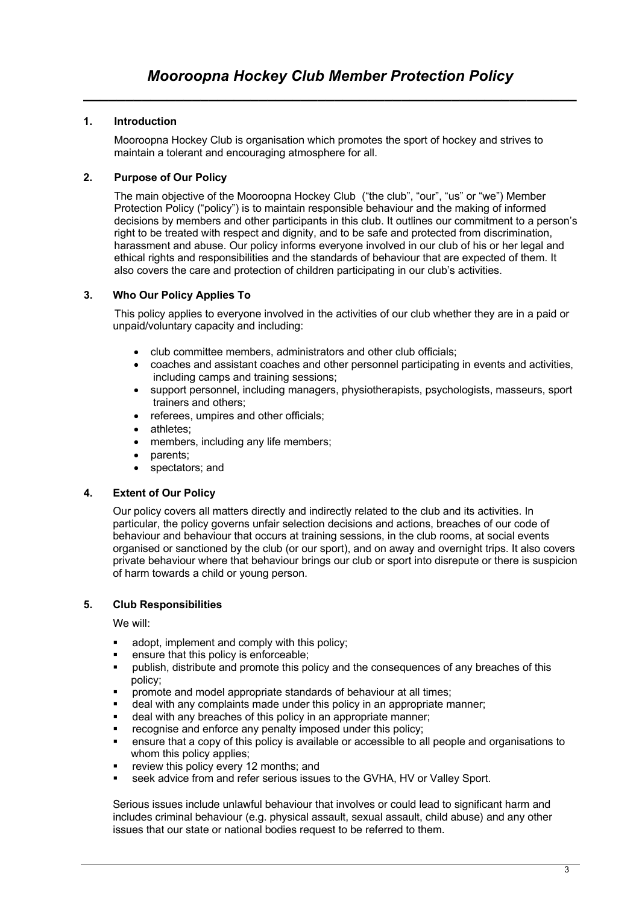# *Mooroopna Hockey Club Member Protection Policy*

## 1. Introduction

Mooroopna Hockey Club is organisation which promotes the sport of hockey and strives to maintain a tolerant and encouraging atmosphere for all.

## 2. Purpose of Our Policy

The main objective of the Mooroopna Hockey Club ("the club", "our", "us" or "we") Member Protection Policy ("policy") is to maintain responsible behaviour and the making of informed decisions by members and other participants in this club. It outlines our commitment to a person's right to be treated with respect and dignity, and to be safe and protected from discrimination, harassment and abuse. Our policy informs everyone involved in our club of his or her legal and ethical rights and responsibilities and the standards of behaviour that are expected of them. It also covers the care and protection of children participating in our club's activities.

## 3. Who Our Policy Applies To

This policy applies to everyone involved in the activities of our club whether they are in a paid or unpaid/voluntary capacity and including:

- club committee members, administrators and other club officials;
- coaches and assistant coaches and other personnel participating in events and activities, including camps and training sessions;
- support personnel, including managers, physiotherapists, psychologists, masseurs, sport trainers and others;
- referees, umpires and other officials;
- athletes;
- members, including any life members;
- parents;
- spectators; and

## 4. Extent of Our Policy

Our policy covers all matters directly and indirectly related to the club and its activities. In particular, the policy governs unfair selection decisions and actions, breaches of our code of behaviour and behaviour that occurs at training sessions, in the club rooms, at social events organised or sanctioned by the club (or our sport), and on away and overnight trips. It also covers private behaviour where that behaviour brings our club or sport into disrepute or there is suspicion of harm towards a child or young person.

## 5. Club Responsibilities

We will:

- adopt, implement and comply with this policy;
- ensure that this policy is enforceable;
- publish, distribute and promote this policy and the consequences of any breaches of this policy;
- promote and model appropriate standards of behaviour at all times;
- deal with any complaints made under this policy in an appropriate manner;
- deal with any breaches of this policy in an appropriate manner;
- recognise and enforce any penalty imposed under this policy;
- ensure that a copy of this policy is available or accessible to all people and organisations to whom this policy applies;
- review this policy every 12 months; and
- seek advice from and refer serious issues to the GVHA, HV or Valley Sport.

Serious issues include unlawful behaviour that involves or could lead to significant harm and includes criminal behaviour (e.g. physical assault, sexual assault, child abuse) and any other issues that our state or national bodies request to be referred to them.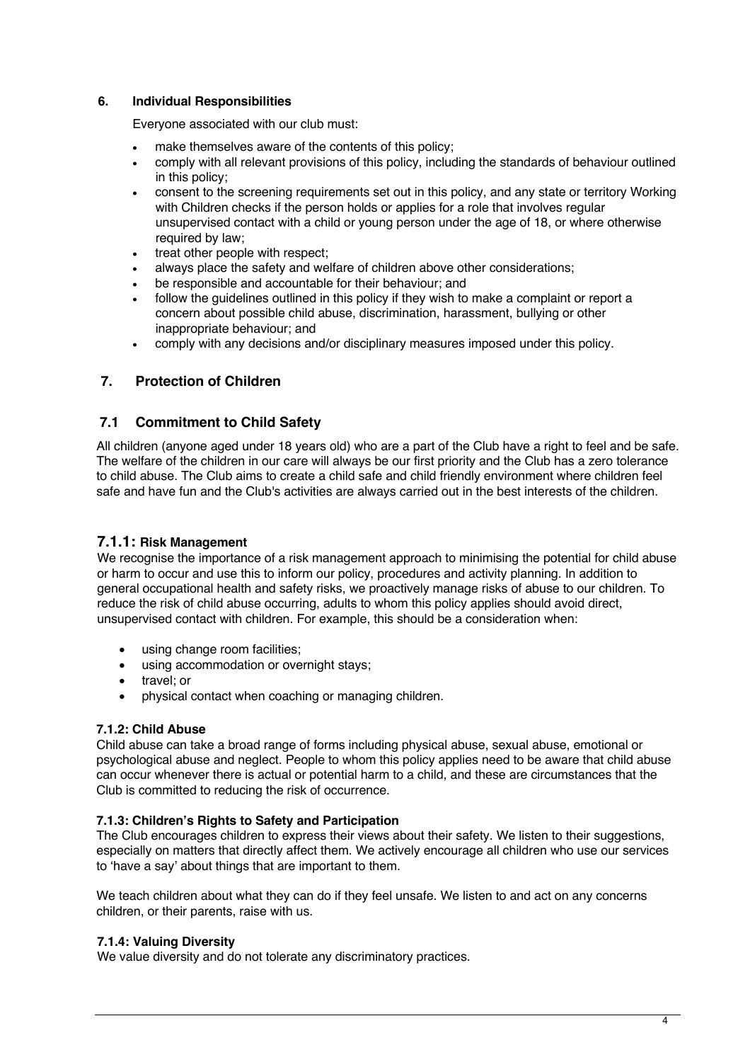### 6. Individual Responsibilities

Everyone associated with our club must:

- make themselves aware of the contents of this policy;
- comply with all relevant provisions of this policy, including the standards of behaviour outlined in this policy;
- consent to the screening requirements set out in this policy, and any state or territory Working with Children checks if the person holds or applies for a role that involves regular unsupervised contact with a child or young person under the age of 18, or where otherwise required by law;
- treat other people with respect;
- always place the safety and welfare of children above other considerations;
- be responsible and accountable for their behaviour; and
- follow the guidelines outlined in this policy if they wish to make a complaint or report a concern about possible child abuse, discrimination, harassment, bullying or other inappropriate behaviour; and
- comply with any decisions and/or disciplinary measures imposed under this policy.

## 7. Protection of Children

## 7.1 Commitment to Child Safety

All children (anyone aged under 18 years old) who are a part of the Club have a right to feel and be safe. The welfare of the children in our care will always be our first priority and the Club has a zero tolerance to child abuse. The Club aims to create a child safe and child friendly environment where children feel safe and have fun and the Club's activities are always carried out in the best interests of the children.

### 7.1.1: Risk Management

We recognise the importance of a risk management approach to minimising the potential for child abuse or harm to occur and use this to inform our policy, procedures and activity planning. In addition to general occupational health and safety risks, we proactively manage risks of abuse to our children. To reduce the risk of child abuse occurring, adults to whom this policy applies should avoid direct, unsupervised contact with children. For example, this should be a consideration when:

- using change room facilities;
- using accommodation or overnight stays;
- travel; or
- physical contact when coaching or managing children.

#### 7.1.2: Child Abuse

Child abuse can take a broad range of forms including physical abuse, sexual abuse, emotional or psychological abuse and neglect. People to whom this policy applies need to be aware that child abuse can occur whenever there is actual or potential harm to a child, and these are circumstances that the Club is committed to reducing the risk of occurrence.

#### 7.1.3: Children's Rights to Safety and Participation

The Club encourages children to express their views about their safety. We listen to their suggestions, especially on matters that directly affect them. We actively encourage all children who use our services to 'have a say' about things that are important to them.

We teach children about what they can do if they feel unsafe. We listen to and act on any concerns children, or their parents, raise with us.

#### 7.1.4: Valuing Diversity

We value diversity and do not tolerate any discriminatory practices.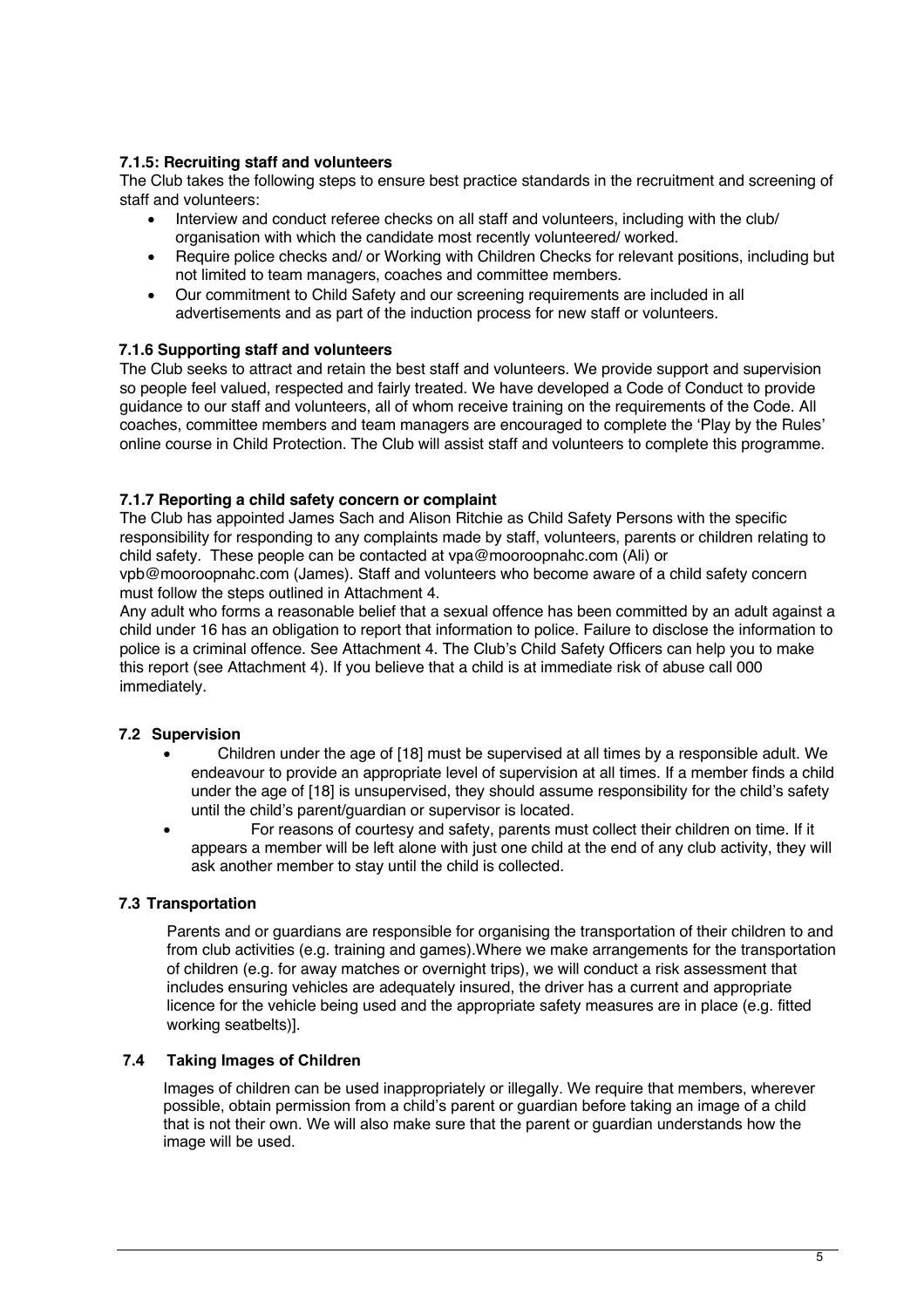### 7.1.5: Recruiting staff and volunteers

The Club takes the following steps to ensure best practice standards in the recruitment and screening of staff and volunteers:

- Interview and conduct referee checks on all staff and volunteers, including with the club/ organisation with which the candidate most recently volunteered/ worked.
- Require police checks and/ or Working with Children Checks for relevant positions, including but not limited to team managers, coaches and committee members.
- Our commitment to Child Safety and our screening requirements are included in all advertisements and as part of the induction process for new staff or volunteers.

### 7.1.6 Supporting staff and volunteers

The Club seeks to attract and retain the best staff and volunteers. We provide support and supervision so people feel valued, respected and fairly treated. We have developed a Code of Conduct to provide guidance to our staff and volunteers, all of whom receive training on the requirements of the Code. All coaches, committee members and team managers are encouraged to complete the 'Play by the Rules' online course in Child Protection. The Club will assist staff and volunteers to complete this programme.

### 7.1.7 Reporting a child safety concern or complaint

The Club has appointed James Sach and Alison Ritchie as Child Safety Persons with the specific responsibility for responding to any complaints made by staff, volunteers, parents or children relating to child safety. These people can be contacted at vpa@mooroopnahc.com (Ali) or vpb@mooroopnahc.com (James). Staff and volunteers who become aware of a child safety concern must follow the steps outlined in Attachment 4.

Any adult who forms a reasonable belief that a sexual offence has been committed by an adult against a child under 16 has an obligation to report that information to police. Failure to disclose the information to police is a criminal offence. See Attachment 4. The Club's Child Safety Officers can help you to make this report (see Attachment 4). If you believe that a child is at immediate risk of abuse call 000 immediately.

## 7.2 Supervision

- Children under the age of [18] must be supervised at all times by a responsible adult. We endeavour to provide an appropriate level of supervision at all times. If a member finds a child under the age of [18] is unsupervised, they should assume responsibility for the child's safety until the child's parent/guardian or supervisor is located.
- For reasons of courtesy and safety, parents must collect their children on time. If it appears a member will be left alone with just one child at the end of any club activity, they will ask another member to stay until the child is collected.

## 7.3 Transportation

Parents and or guardians are responsible for organising the transportation of their children to and from club activities (e.g. training and games).Where we make arrangements for the transportation of children (e.g. for away matches or overnight trips), we will conduct a risk assessment that includes ensuring vehicles are adequately insured, the driver has a current and appropriate licence for the vehicle being used and the appropriate safety measures are in place (e.g. fitted working seatbelts)].

## 7.4 Taking Images of Children

Images of children can be used inappropriately or illegally. We require that members, wherever possible, obtain permission from a child's parent or guardian before taking an image of a child that is not their own. We will also make sure that the parent or guardian understands how the image will be used.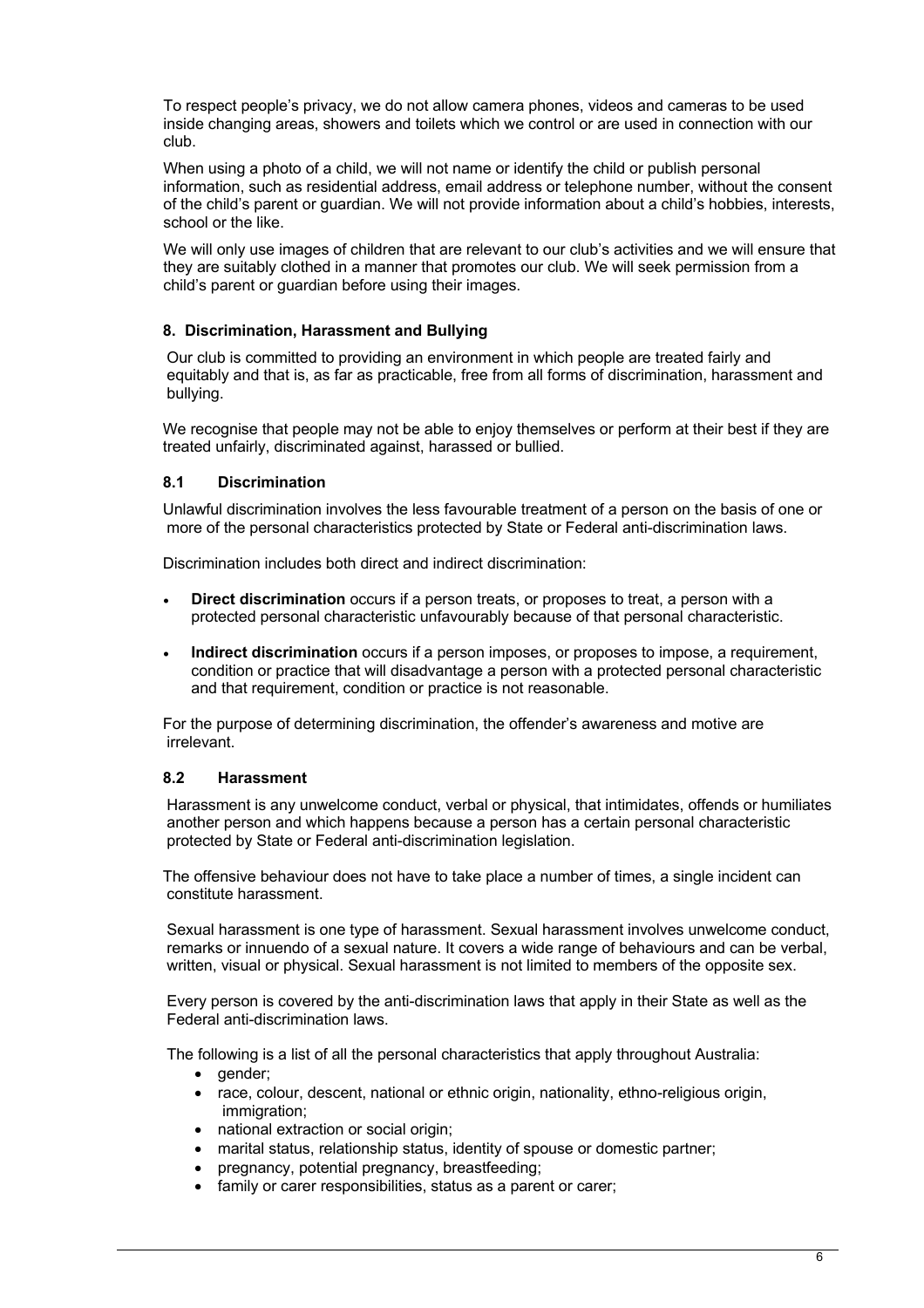To respect people's privacy, we do not allow camera phones, videos and cameras to be used inside changing areas, showers and toilets which we control or are used in connection with our club.

When using a photo of a child, we will not name or identify the child or publish personal information, such as residential address, email address or telephone number, without the consent of the child's parent or guardian. We will not provide information about a child's hobbies, interests, school or the like.

We will only use images of children that are relevant to our club's activities and we will ensure that they are suitably clothed in a manner that promotes our club. We will seek permission from a child's parent or guardian before using their images.

## 8. Discrimination, Harassment and Bullying

Our club is committed to providing an environment in which people are treated fairly and equitably and that is, as far as practicable, free from all forms of discrimination, harassment and bullying.

We recognise that people may not be able to enjoy themselves or perform at their best if they are treated unfairly, discriminated against, harassed or bullied.

### 8.1 Discrimination

Unlawful discrimination involves the less favourable treatment of a person on the basis of one or more of the personal characteristics protected by State or Federal anti-discrimination laws.

Discrimination includes both direct and indirect discrimination:

- **Direct discrimination** occurs if a person treats, or proposes to treat, a person with a protected personal characteristic unfavourably because of that personal characteristic.
- **Indirect discrimination** occurs if a person imposes, or proposes to impose, a requirement, condition or practice that will disadvantage a person with a protected personal characteristic and that requirement, condition or practice is not reasonable.

For the purpose of determining discrimination, the offender's awareness and motive are irrelevant.

### 8.2 Harassment

Harassment is any unwelcome conduct, verbal or physical, that intimidates, offends or humiliates another person and which happens because a person has a certain personal characteristic protected by State or Federal anti-discrimination legislation.

The offensive behaviour does not have to take place a number of times, a single incident can constitute harassment.

Sexual harassment is one type of harassment. Sexual harassment involves unwelcome conduct, remarks or innuendo of a sexual nature. It covers a wide range of behaviours and can be verbal, written, visual or physical. Sexual harassment is not limited to members of the opposite sex.

Every person is covered by the anti-discrimination laws that apply in their State as well as the Federal anti-discrimination laws.

The following is a list of all the personal characteristics that apply throughout Australia:

- gender;
- race, colour, descent, national or ethnic origin, nationality, ethno-religious origin, immigration;
- national extraction or social origin;
- marital status, relationship status, identity of spouse or domestic partner;
- pregnancy, potential pregnancy, breastfeeding;
- family or carer responsibilities, status as a parent or carer;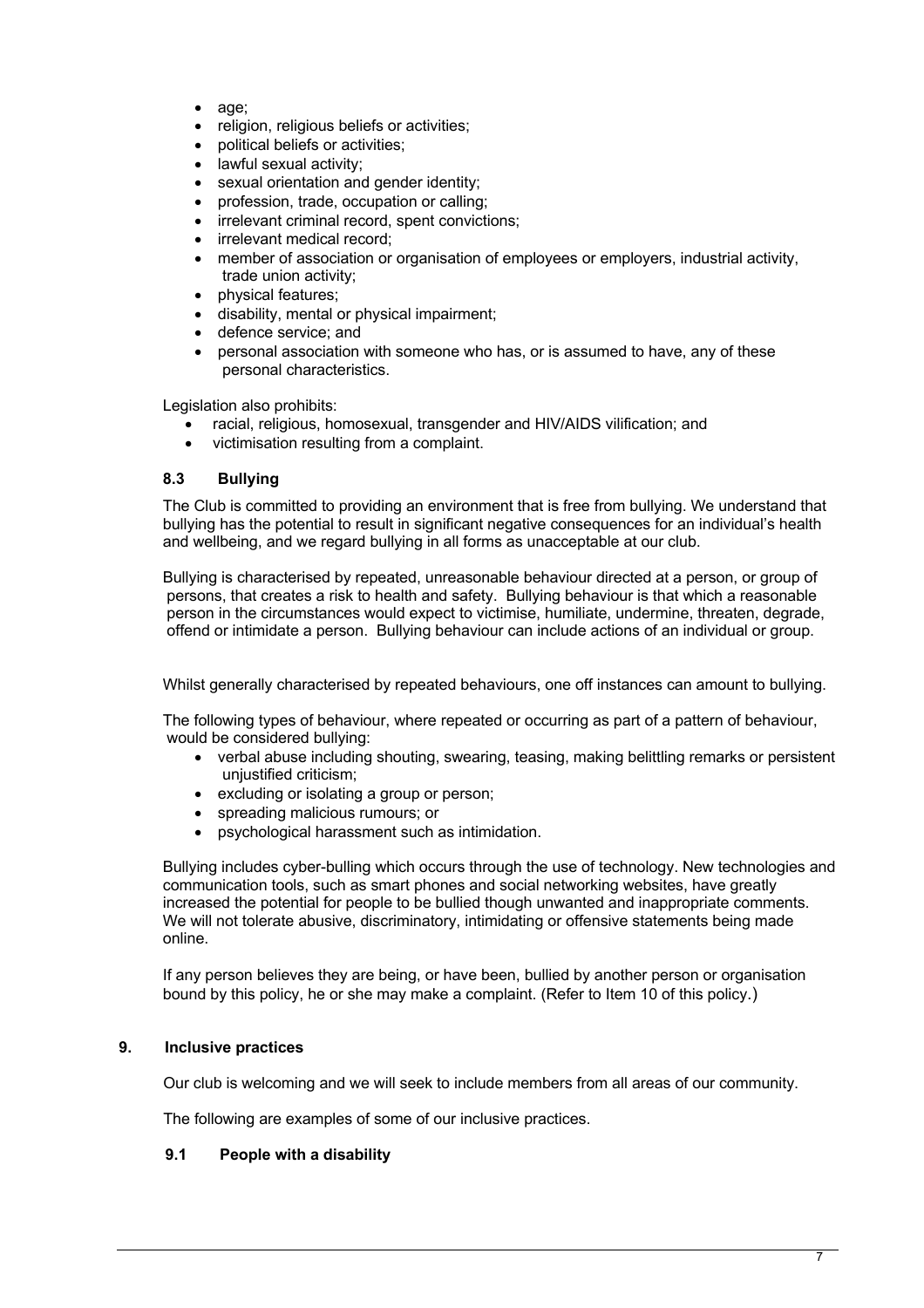- age;
- religion, religious beliefs or activities;
- political beliefs or activities;
- lawful sexual activity;
- sexual orientation and gender identity;
- profession, trade, occupation or calling;
- irrelevant criminal record, spent convictions;
- irrelevant medical record;
- member of association or organisation of employees or employers, industrial activity, trade union activity;
- physical features;
- disability, mental or physical impairment;
- defence service; and
- personal association with someone who has, or is assumed to have, any of these personal characteristics.

Legislation also prohibits:

- racial, religious, homosexual, transgender and HIV/AIDS vilification; and
- victimisation resulting from a complaint.

### 8.3 Bullying

The Club is committed to providing an environment that is free from bullying. We understand that bullying has the potential to result in significant negative consequences for an individual's health and wellbeing, and we regard bullying in all forms as unacceptable at our club.

Bullying is characterised by repeated, unreasonable behaviour directed at a person, or group of persons, that creates a risk to health and safety. Bullying behaviour is that which a reasonable person in the circumstances would expect to victimise, humiliate, undermine, threaten, degrade, offend or intimidate a person. Bullying behaviour can include actions of an individual or group.

Whilst generally characterised by repeated behaviours, one off instances can amount to bullying.

The following types of behaviour, where repeated or occurring as part of a pattern of behaviour, would be considered bullying:

- verbal abuse including shouting, swearing, teasing, making belittling remarks or persistent unjustified criticism;
- excluding or isolating a group or person;
- spreading malicious rumours; or
- psychological harassment such as intimidation.

Bullying includes cyber-bulling which occurs through the use of technology. New technologies and communication tools, such as smart phones and social networking websites, have greatly increased the potential for people to be bullied though unwanted and inappropriate comments. We will not tolerate abusive, discriminatory, intimidating or offensive statements being made online.

If any person believes they are being, or have been, bullied by another person or organisation bound by this policy, he or she may make a complaint. (Refer to Item 10 of this policy.)

## 9. Inclusive practices

Our club is welcoming and we will seek to include members from all areas of our community.

The following are examples of some of our inclusive practices.

### 9.1 People with a disability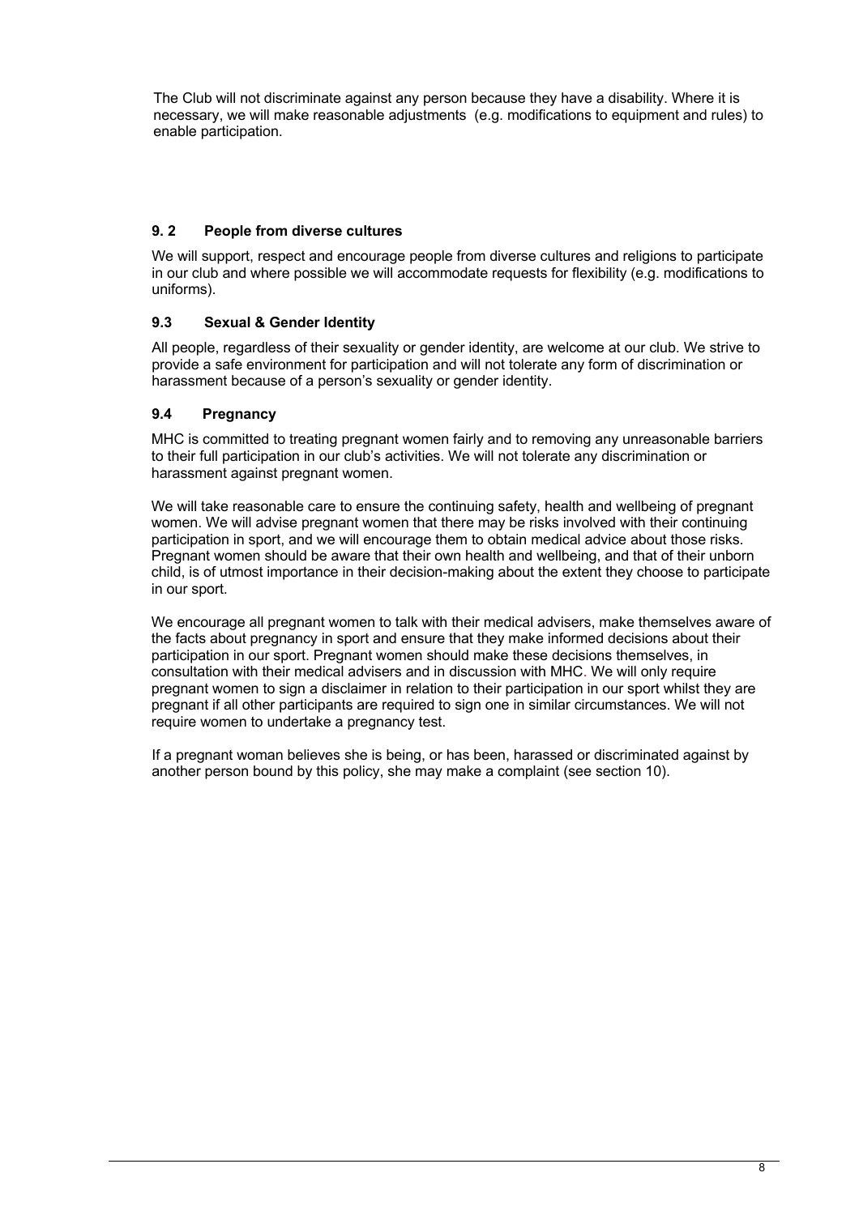The Club will not discriminate against any person because they have a disability. Where it is necessary, we will make reasonable adjustments (e.g. modifications to equipment and rules) to enable participation.

### 9. 2 People from diverse cultures

We will support, respect and encourage people from diverse cultures and religions to participate in our club and where possible we will accommodate requests for flexibility (e.g. modifications to uniforms).

### 9.3 Sexual & Gender Identity

All people, regardless of their sexuality or gender identity, are welcome at our club. We strive to provide a safe environment for participation and will not tolerate any form of discrimination or harassment because of a person's sexuality or gender identity.

### 9.4 Pregnancy

MHC is committed to treating pregnant women fairly and to removing any unreasonable barriers to their full participation in our club's activities. We will not tolerate any discrimination or harassment against pregnant women.

We will take reasonable care to ensure the continuing safety, health and wellbeing of pregnant women. We will advise pregnant women that there may be risks involved with their continuing participation in sport, and we will encourage them to obtain medical advice about those risks. Pregnant women should be aware that their own health and wellbeing, and that of their unborn child, is of utmost importance in their decision-making about the extent they choose to participate in our sport.

We encourage all pregnant women to talk with their medical advisers, make themselves aware of the facts about pregnancy in sport and ensure that they make informed decisions about their participation in our sport. Pregnant women should make these decisions themselves, in consultation with their medical advisers and in discussion with MHC. We will only require pregnant women to sign a disclaimer in relation to their participation in our sport whilst they are pregnant if all other participants are required to sign one in similar circumstances. We will not require women to undertake a pregnancy test.

If a pregnant woman believes she is being, or has been, harassed or discriminated against by another person bound by this policy, she may make a complaint (see section 10).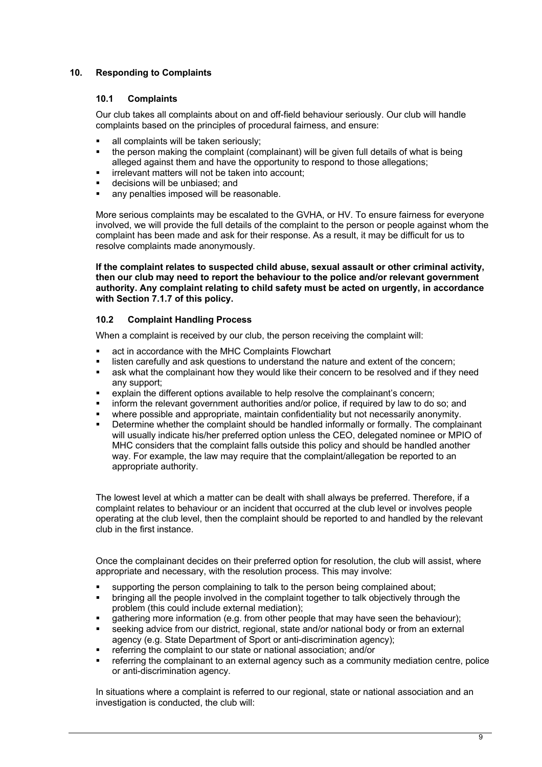## 10. Responding to Complaints

### 10.1 Complaints

Our club takes all complaints about on and off-field behaviour seriously. Our club will handle complaints based on the principles of procedural fairness, and ensure:

- all complaints will be taken seriously;
- the person making the complaint (complainant) will be given full details of what is being alleged against them and have the opportunity to respond to those allegations;
- irrelevant matters will not be taken into account;
- decisions will be unbiased; and
- any penalties imposed will be reasonable.

More serious complaints may be escalated to the GVHA, or HV. To ensure fairness for everyone involved, we will provide the full details of the complaint to the person or people against whom the complaint has been made and ask for their response. As a result, it may be difficult for us to resolve complaints made anonymously.

**If the complaint relates to suspected child abuse, sexual assault or other criminal activity, then our club may need to report the behaviour to the police and/or relevant government authority. Any complaint relating to child safety must be acted on urgently, in accordance with Section 7.1.7 of this policy.**

### 10.2 Complaint Handling Process

When a complaint is received by our club, the person receiving the complaint will:

- act in accordance with the MHC Complaints Flowchart
- listen carefully and ask questions to understand the nature and extent of the concern;
- ask what the complainant how they would like their concern to be resolved and if they need any support;
- explain the different options available to help resolve the complainant's concern;
- inform the relevant government authorities and/or police, if required by law to do so; and
- where possible and appropriate, maintain confidentiality but not necessarily anonymity.
- Determine whether the complaint should be handled informally or formally. The complainant will usually indicate his/her preferred option unless the CEO, delegated nominee or MPIO of MHC considers that the complaint falls outside this policy and should be handled another way. For example, the law may require that the complaint/allegation be reported to an appropriate authority.

The lowest level at which a matter can be dealt with shall always be preferred. Therefore, if a complaint relates to behaviour or an incident that occurred at the club level or involves people operating at the club level, then the complaint should be reported to and handled by the relevant club in the first instance.

Once the complainant decides on their preferred option for resolution, the club will assist, where appropriate and necessary, with the resolution process. This may involve:

- supporting the person complaining to talk to the person being complained about;
- bringing all the people involved in the complaint together to talk objectively through the problem (this could include external mediation);
- gathering more information (e.g. from other people that may have seen the behaviour);
- seeking advice from our district, regional, state and/or national body or from an external agency (e.g. State Department of Sport or anti-discrimination agency);
- referring the complaint to our state or national association; and/or
- referring the complainant to an external agency such as a community mediation centre, police or anti-discrimination agency.

In situations where a complaint is referred to our regional, state or national association and an investigation is conducted, the club will: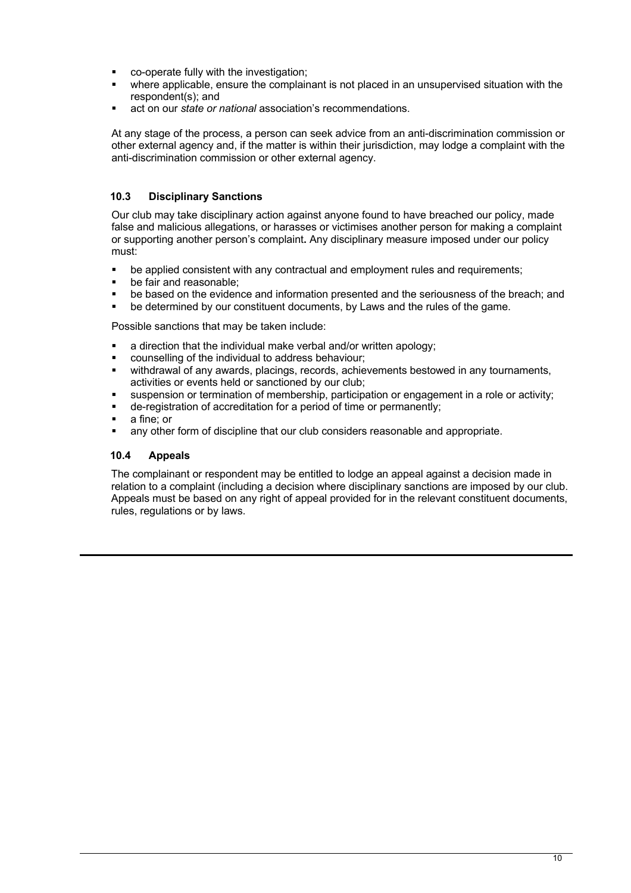- co-operate fully with the investigation;
- where applicable, ensure the complainant is not placed in an unsupervised situation with the respondent(s); and
- act on our *state or national* association's recommendations.

At any stage of the process, a person can seek advice from an anti-discrimination commission or other external agency and, if the matter is within their jurisdiction, may lodge a complaint with the anti-discrimination commission or other external agency.

### 10.3 Disciplinary Sanctions

Our club may take disciplinary action against anyone found to have breached our policy, made false and malicious allegations, or harasses or victimises another person for making a complaint or supporting another person's complaint**.** Any disciplinary measure imposed under our policy must:

- be applied consistent with any contractual and employment rules and requirements;
- be fair and reasonable;
- be based on the evidence and information presented and the seriousness of the breach; and
- be determined by our constituent documents, by Laws and the rules of the game.

Possible sanctions that may be taken include:

- a direction that the individual make verbal and/or written apology;
- counselling of the individual to address behaviour;
- withdrawal of any awards, placings, records, achievements bestowed in any tournaments, activities or events held or sanctioned by our club;
- suspension or termination of membership, participation or engagement in a role or activity;
- de-registration of accreditation for a period of time or permanently;
- a fine; or
- any other form of discipline that our club considers reasonable and appropriate.

### 10.4 Appeals

The complainant or respondent may be entitled to lodge an appeal against a decision made in relation to a complaint (including a decision where disciplinary sanctions are imposed by our club. Appeals must be based on any right of appeal provided for in the relevant constituent documents, rules, regulations or by laws.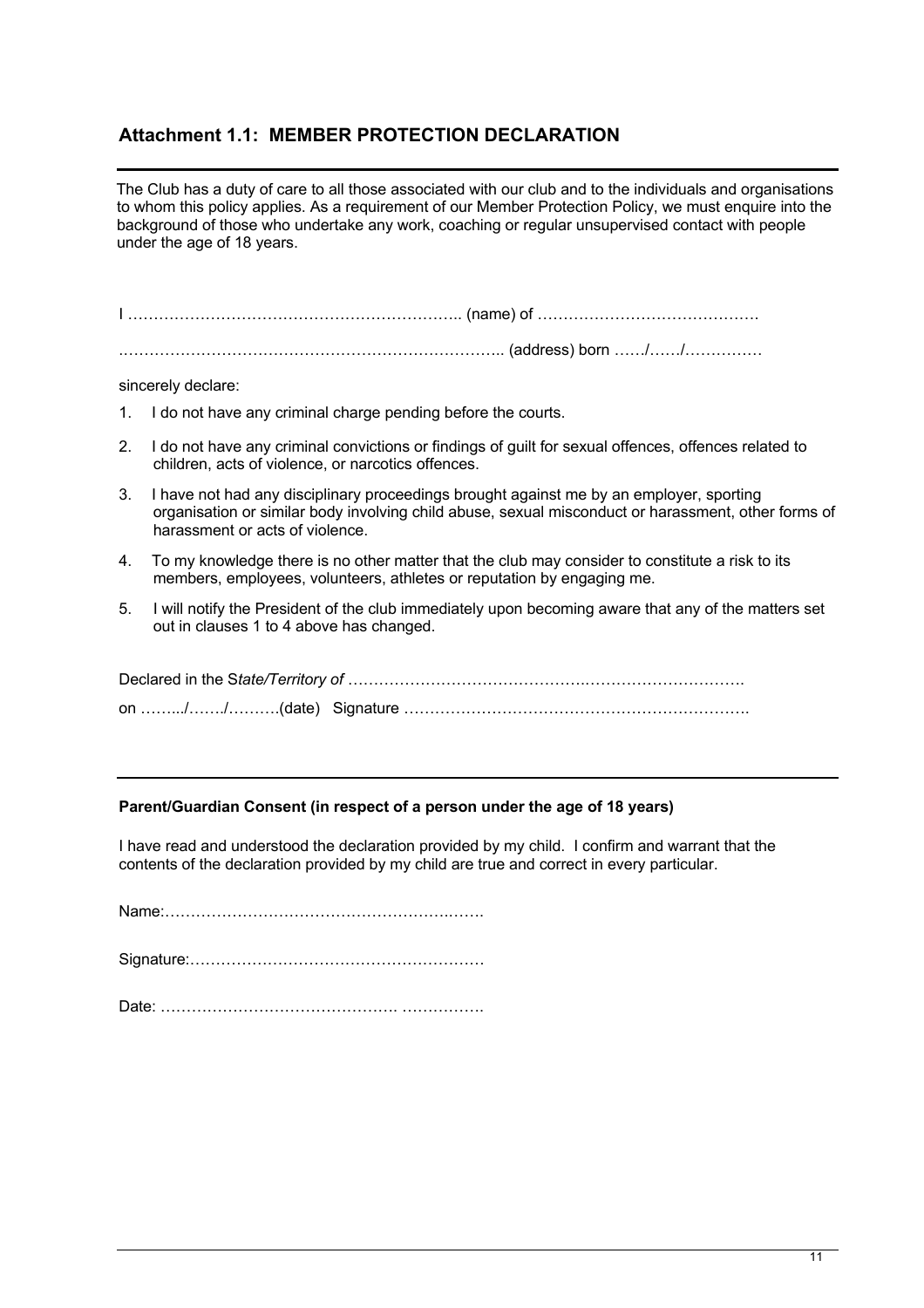## Attachment 1.1: MEMBER PROTECTION DECLARATION

---

The Club has a duty of care to all those associated with our club and to the individuals and organisations to whom this policy applies. As a requirement of our Member Protection Policy, we must enquire into the background of those who undertake any work, coaching or regular unsupervised contact with people under the age of 18 years.

I ……………………………………………………….. (name) of …………………………………….

……………………………………………………………….. (address) born ……/……/……………

sincerely declare:

1. I do not have any criminal charge pending before the courts.
2. I do not have any criminal convictions or findings of guilt for sexual offences, offences related to children, acts of violence, or narcotics offences.
3. I have not had any disciplinary proceedings brought against me by an employer, sporting organisation or similar body involving child abuse, sexual misconduct or harassment, other forms of harassment or acts of violence.
4. To my knowledge there is no other matter that the club may consider to constitute a risk to its members, employees, volunteers, athletes or reputation by engaging me.
5. I will notify the President of the club immediately upon becoming aware that any of the matters set out in clauses 1 to 4 above has changed.

Declared in the S*tate/Territory of* …………………………………….………………………….

on ……../……./……….(date) Signature ………………………………………………………….

---

**Parent/Guardian Consent (in respect of a person under the age of 18 years)**

I have read and understood the declaration provided by my child. I confirm and warrant that the contents of the declaration provided by my child are true and correct in every particular.

Name:…………………………………………………….

Signature:…………………………………………………

Date: ………………………………………. …………….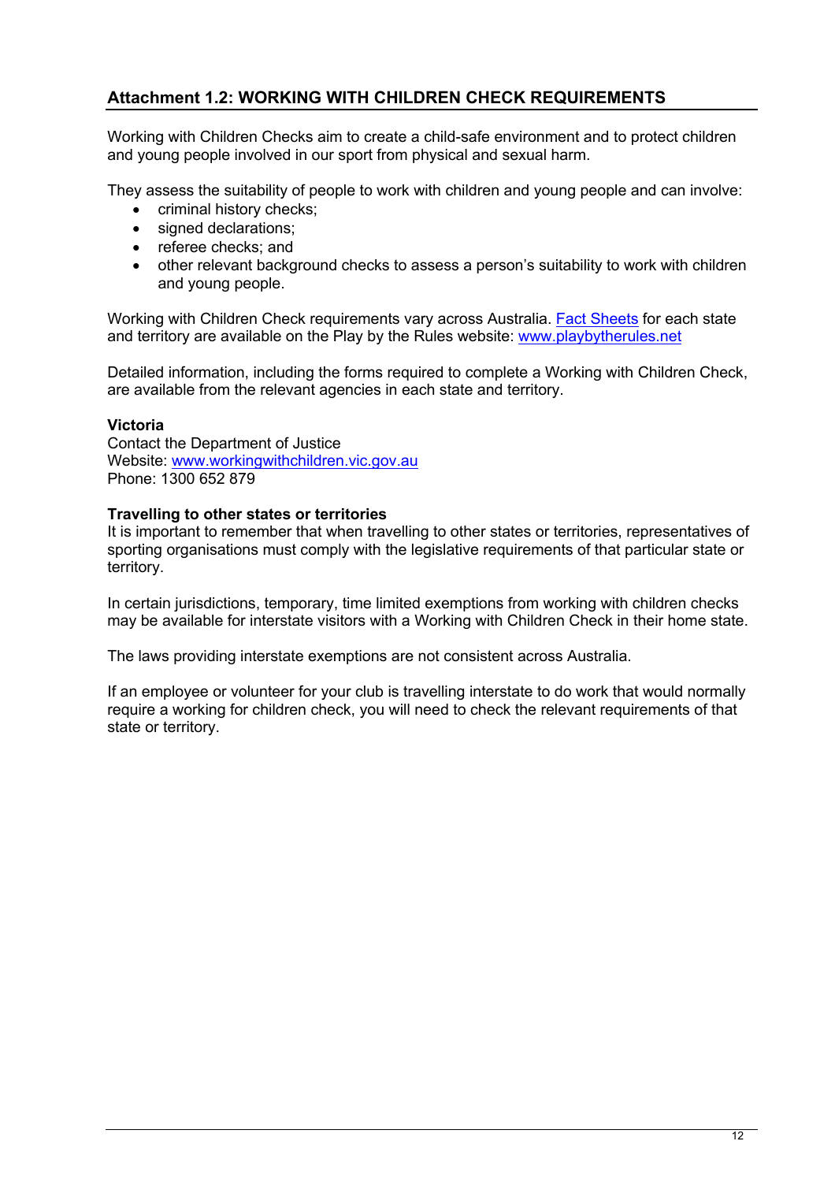## Attachment 1.2: WORKING WITH CHILDREN CHECK REQUIREMENTS

Working with Children Checks aim to create a child-safe environment and to protect children and young people involved in our sport from physical and sexual harm.

They assess the suitability of people to work with children and young people and can involve:

- criminal history checks;
- signed declarations;
- referee checks; and
- other relevant background checks to assess a person's suitability to work with children and young people.

Working with Children Check requirements vary across Australia. Fact Sheets for each state and territory are available on the Play by the Rules website: www.playbytherules.net

Detailed information, including the forms required to complete a Working with Children Check, are available from the relevant agencies in each state and territory.

**Victoria**
Contact the Department of Justice
Website: www.workingwithchildren.vic.gov.au
Phone: 1300 652 879

**Travelling to other states or territories**
It is important to remember that when travelling to other states or territories, representatives of sporting organisations must comply with the legislative requirements of that particular state or territory.

In certain jurisdictions, temporary, time limited exemptions from working with children checks may be available for interstate visitors with a Working with Children Check in their home state.

The laws providing interstate exemptions are not consistent across Australia.

If an employee or volunteer for your club is travelling interstate to do work that would normally require a working for children check, you will need to check the relevant requirements of that state or territory.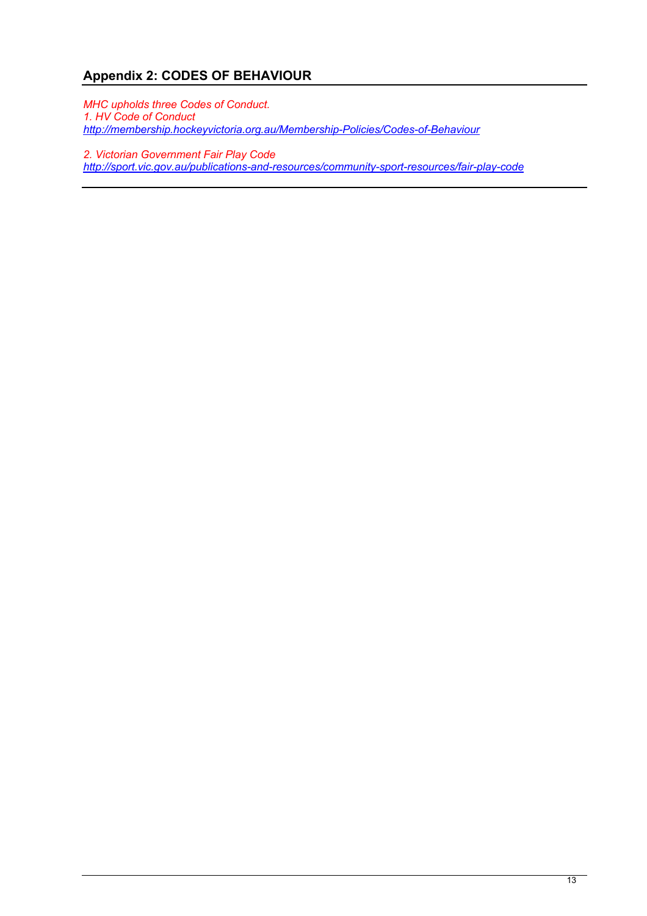## Appendix 2: CODES OF BEHAVIOUR

*MHC upholds three Codes of Conduct.*
*1. HV Code of Conduct*
*http://membership.hockeyvictoria.org.au/Membership-Policies/Codes-of-Behaviour*

*2. Victorian Government Fair Play Code*
*http://sport.vic.gov.au/publications-and-resources/community-sport-resources/fair-play-code*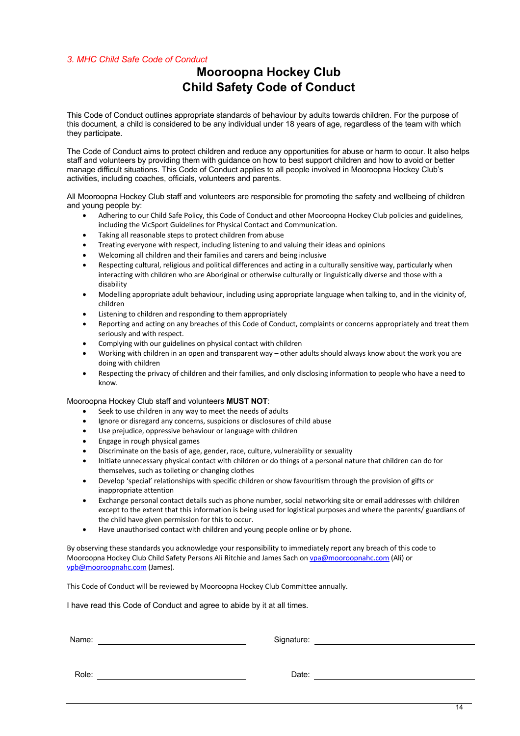*3. MHC Child Safe Code of Conduct*

# Mooroopna Hockey Club
# Child Safety Code of Conduct

This Code of Conduct outlines appropriate standards of behaviour by adults towards children. For the purpose of this document, a child is considered to be any individual under 18 years of age, regardless of the team with which they participate.

The Code of Conduct aims to protect children and reduce any opportunities for abuse or harm to occur. It also helps staff and volunteers by providing them with guidance on how to best support children and how to avoid or better manage difficult situations. This Code of Conduct applies to all people involved in Mooroopna Hockey Club's activities, including coaches, officials, volunteers and parents.

All Mooroopna Hockey Club staff and volunteers are responsible for promoting the safety and wellbeing of children and young people by:

- Adhering to our Child Safe Policy, this Code of Conduct and other Mooroopna Hockey Club policies and guidelines, including the VicSport Guidelines for Physical Contact and Communication.
- Taking all reasonable steps to protect children from abuse
- Treating everyone with respect, including listening to and valuing their ideas and opinions
- Welcoming all children and their families and carers and being inclusive
- Respecting cultural, religious and political differences and acting in a culturally sensitive way, particularly when interacting with children who are Aboriginal or otherwise culturally or linguistically diverse and those with a disability
- Modelling appropriate adult behaviour, including using appropriate language when talking to, and in the vicinity of, children
- Listening to children and responding to them appropriately
- Reporting and acting on any breaches of this Code of Conduct, complaints or concerns appropriately and treat them seriously and with respect.
- Complying with our guidelines on physical contact with children
- Working with children in an open and transparent way – other adults should always know about the work you are doing with children
- Respecting the privacy of children and their families, and only disclosing information to people who have a need to know.

Mooroopna Hockey Club staff and volunteers **MUST NOT**:

- Seek to use children in any way to meet the needs of adults
- Ignore or disregard any concerns, suspicions or disclosures of child abuse
- Use prejudice, oppressive behaviour or language with children
- Engage in rough physical games
- Discriminate on the basis of age, gender, race, culture, vulnerability or sexuality
- Initiate unnecessary physical contact with children or do things of a personal nature that children can do for themselves, such as toileting or changing clothes
- Develop 'special' relationships with specific children or show favouritism through the provision of gifts or inappropriate attention
- Exchange personal contact details such as phone number, social networking site or email addresses with children except to the extent that this information is being used for logistical purposes and where the parents/ guardians of the child have given permission for this to occur.
- Have unauthorised contact with children and young people online or by phone.

By observing these standards you acknowledge your responsibility to immediately report any breach of this code to Mooroopna Hockey Club Child Safety Persons Ali Ritchie and James Sach on vpa@mooroopnahc.com (Ali) or vpb@mooroopnahc.com (James).

This Code of Conduct will be reviewed by Mooroopna Hockey Club Committee annually.

I have read this Code of Conduct and agree to abide by it at all times.

Name: ______________________ Signature: ______________________

Role: ______________________ Date: ______________________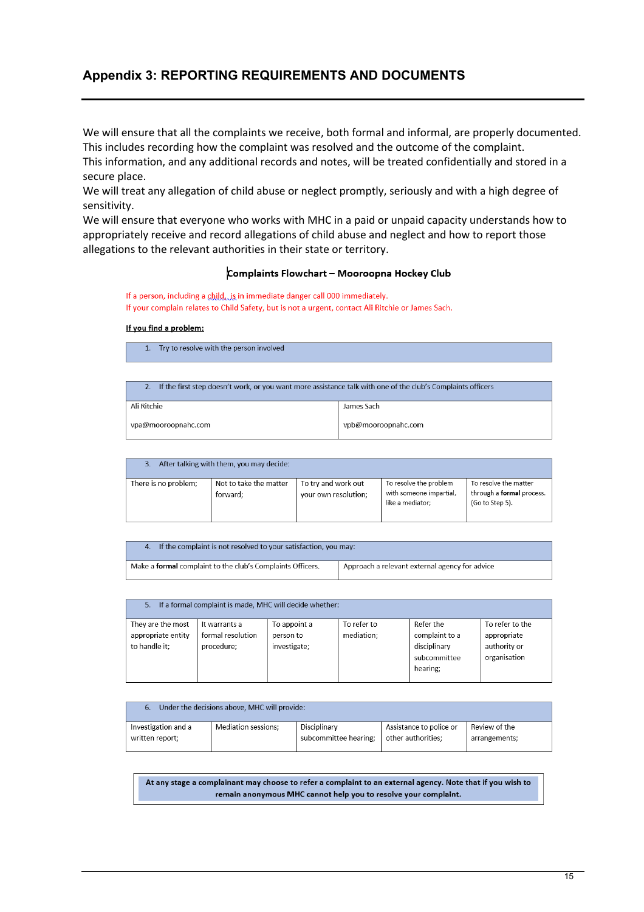## Appendix 3: REPORTING REQUIREMENTS AND DOCUMENTS

We will ensure that all the complaints we receive, both formal and informal, are properly documented. This includes recording how the complaint was resolved and the outcome of the complaint.
This information, and any additional records and notes, will be treated confidentially and stored in a secure place.
We will treat any allegation of child abuse or neglect promptly, seriously and with a high degree of sensitivity.
We will ensure that everyone who works with MHC in a paid or unpaid capacity understands how to appropriately receive and record allegations of child abuse and neglect and how to report those allegations to the relevant authorities in their state or territory.

### Complaints Flowchart – Mooroopna Hockey Club

If a person, including a child, is in immediate danger call 000 immediately.
If your complain relates to Child Safety, but is not a urgent, contact Ali Ritchie or James Sach.

**If you find a problem:**

| 1. Try to resolve with the person involved |
|---|

| 2. If the first step doesn't work, or you want more assistance talk with one of the club's Complaints officers | |
|---|---|
| Ali Ritchie<br>vpa@mooroopnahc.com | James Sach<br>vpb@mooroopnahc.com |

| 3. After talking with them, you may decide: | | | | |
|---|---|---|---|---|
| There is no problem; | Not to take the matter forward; | To try and work out your own resolution; | To resolve the problem with someone impartial, like a mediator; | To resolve the matter through a **formal** process. (Go to Step 5). |

| 4. If the complaint is not resolved to your satisfaction, you may: | |
|---|---|
| Make a **formal** complaint to the club's Complaints Officers. | Approach a relevant external agency for advice |

| 5. If a formal complaint is made, MHC will decide whether: | | | | | |
|---|---|---|---|---|---|
| They are the most appropriate entity to handle it; | It warrants a formal resolution procedure; | To appoint a person to investigate; | To refer to mediation; | Refer the complaint to a disciplinary subcommittee hearing; | To refer to the appropriate authority or organisation |

| 6. Under the decisions above, MHC will provide: | | | | |
|---|---|---|---|---|
| Investigation and a written report; | Mediation sessions; | Disciplinary subcommittee hearing; | Assistance to police or other authorities; | Review of the arrangements; |

**At any stage a complainant may choose to refer a complaint to an external agency. Note that if you wish to remain anonymous MHC cannot help you to resolve your complaint.**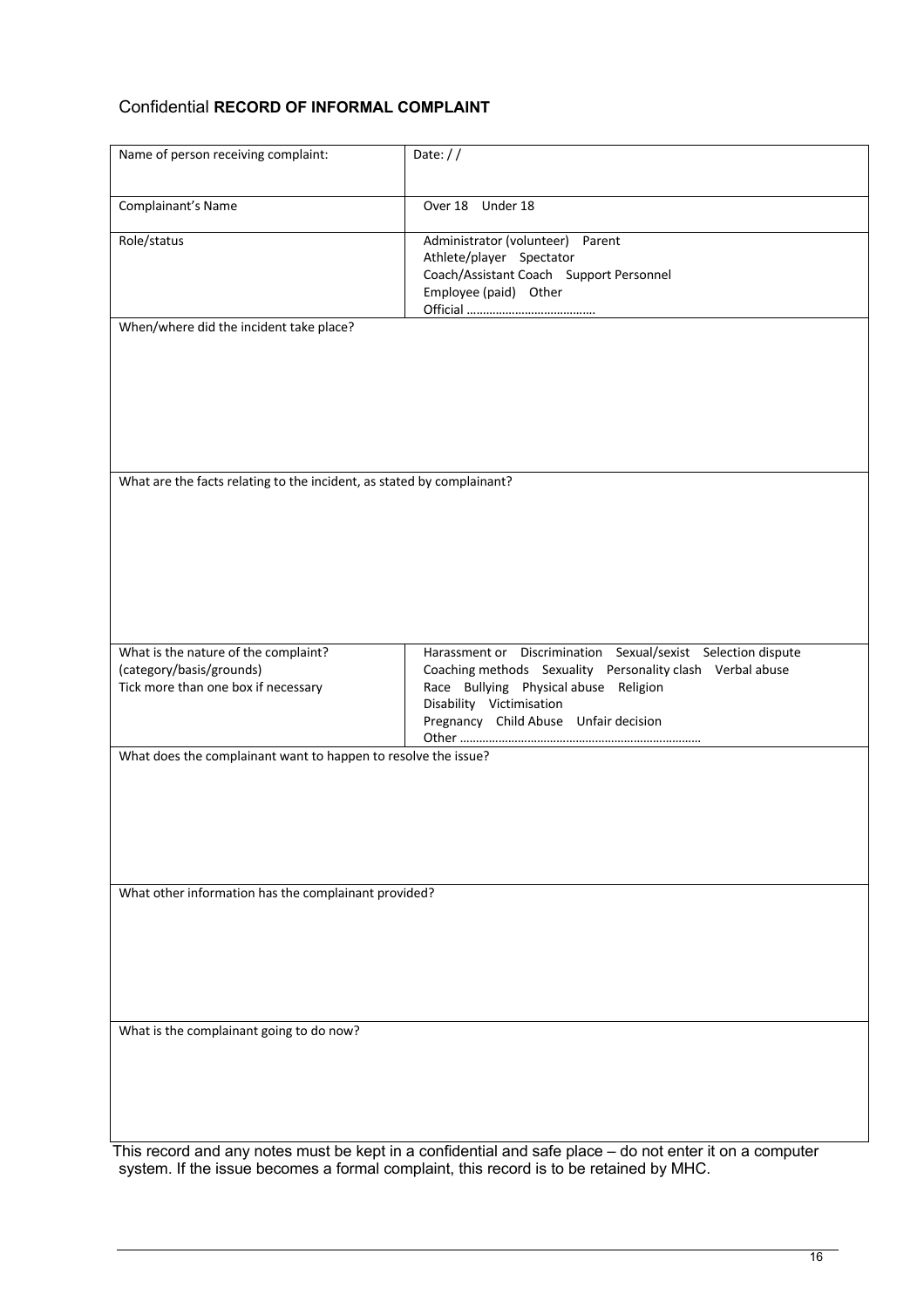Confidential **RECORD OF INFORMAL COMPLAINT**

| Name of person receiving complaint: | Date: / / |
|---|---|
| Complainant's Name | Over 18 Under 18 |
| Role/status | Administrator (volunteer) Parent<br>Athlete/player Spectator<br>Coach/Assistant Coach Support Personnel<br>Employee (paid) Other<br>Official ………………………………… |
| When/where did the incident take place? | |
| What are the facts relating to the incident, as stated by complainant? | |
| What is the nature of the complaint?<br>(category/basis/grounds)<br>Tick more than one box if necessary | Harassment or Discrimination Sexual/sexist Selection dispute<br>Coaching methods Sexuality Personality clash Verbal abuse<br>Race Bullying Physical abuse Religion<br>Disability Victimisation<br>Pregnancy Child Abuse Unfair decision<br>Other ………………………………………………………………… |
| What does the complainant want to happen to resolve the issue? | |
| What other information has the complainant provided? | |
| What is the complainant going to do now? | |

This record and any notes must be kept in a confidential and safe place – do not enter it on a computer system. If the issue becomes a formal complaint, this record is to be retained by MHC.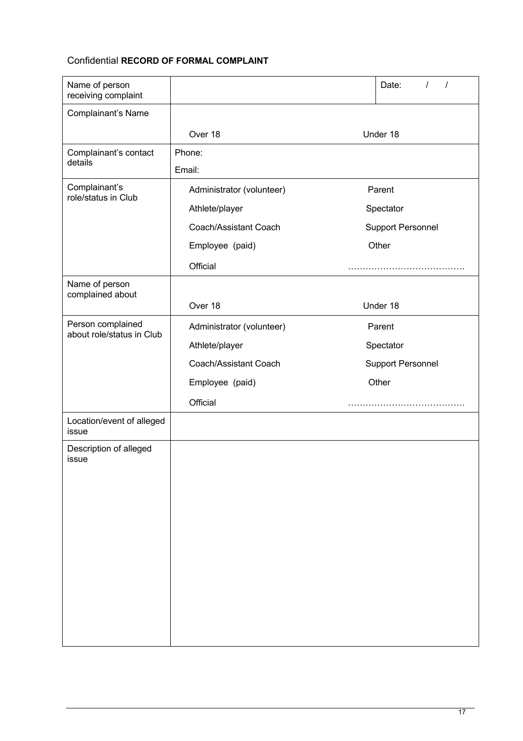Confidential **RECORD OF FORMAL COMPLAINT**

| | | |
|---|---|---|
| Name of person receiving complaint | | Date: / / |
| Complainant's Name | Over 18 | Under 18 |
| Complainant's contact details | Phone:<br>Email: | |
| Complainant's role/status in Club | Administrator (volunteer)<br>Athlete/player<br>Coach/Assistant Coach<br>Employee (paid)<br>Official | Parent<br>Spectator<br>Support Personnel<br>Other<br>…………………………………. |
| Name of person complained about | Over 18 | Under 18 |
| Person complained about role/status in Club | Administrator (volunteer)<br>Athlete/player<br>Coach/Assistant Coach<br>Employee (paid)<br>Official | Parent<br>Spectator<br>Support Personnel<br>Other<br>…………………………………. |
| Location/event of alleged issue | | |
| Description of alleged issue | | |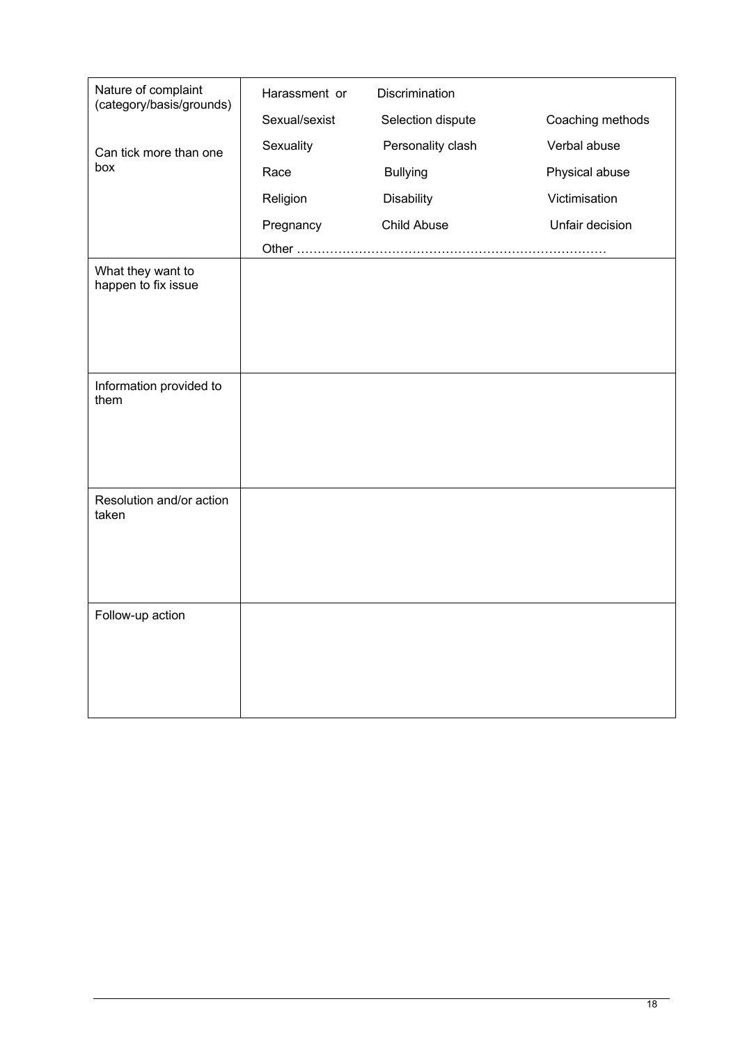| Nature of complaint (category/basis/grounds)<br><br>Can tick more than one box | Harassment or Discrimination<br>Sexual/sexist &nbsp;&nbsp; Selection dispute &nbsp;&nbsp; Coaching methods<br>Sexuality &nbsp;&nbsp; Personality clash &nbsp;&nbsp; Verbal abuse<br>Race &nbsp;&nbsp; Bullying &nbsp;&nbsp; Physical abuse<br>Religion &nbsp;&nbsp; Disability &nbsp;&nbsp; Victimisation<br>Pregnancy &nbsp;&nbsp; Child Abuse &nbsp;&nbsp; Unfair decision<br>Other ……………………………………………………………… |
|---|---|
| What they want to happen to fix issue | |
| Information provided to them | |
| Resolution and/or action taken | |
| Follow-up action | |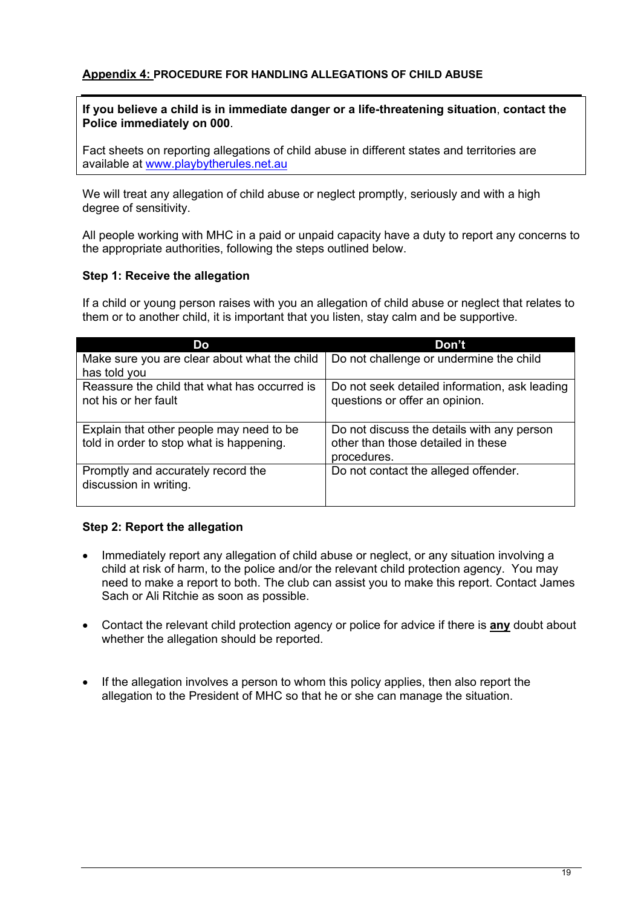## **Appendix 4:** PROCEDURE FOR HANDLING ALLEGATIONS OF CHILD ABUSE

**If you believe a child is in immediate danger or a life-threatening situation**, **contact the Police immediately on 000**.

Fact sheets on reporting allegations of child abuse in different states and territories are available at www.playbytherules.net.au

We will treat any allegation of child abuse or neglect promptly, seriously and with a high degree of sensitivity.

All people working with MHC in a paid or unpaid capacity have a duty to report any concerns to the appropriate authorities, following the steps outlined below.

### Step 1: Receive the allegation

If a child or young person raises with you an allegation of child abuse or neglect that relates to them or to another child, it is important that you listen, stay calm and be supportive.

| Do | Don't |
|---|---|
| Make sure you are clear about what the child has told you | Do not challenge or undermine the child |
| Reassure the child that what has occurred is not his or her fault | Do not seek detailed information, ask leading questions or offer an opinion. |
| Explain that other people may need to be told in order to stop what is happening. | Do not discuss the details with any person other than those detailed in these procedures. |
| Promptly and accurately record the discussion in writing. | Do not contact the alleged offender. |

### Step 2: Report the allegation

- Immediately report any allegation of child abuse or neglect, or any situation involving a child at risk of harm, to the police and/or the relevant child protection agency. You may need to make a report to both. The club can assist you to make this report. Contact James Sach or Ali Ritchie as soon as possible.
- Contact the relevant child protection agency or police for advice if there is **any** doubt about whether the allegation should be reported.
- If the allegation involves a person to whom this policy applies, then also report the allegation to the President of MHC so that he or she can manage the situation.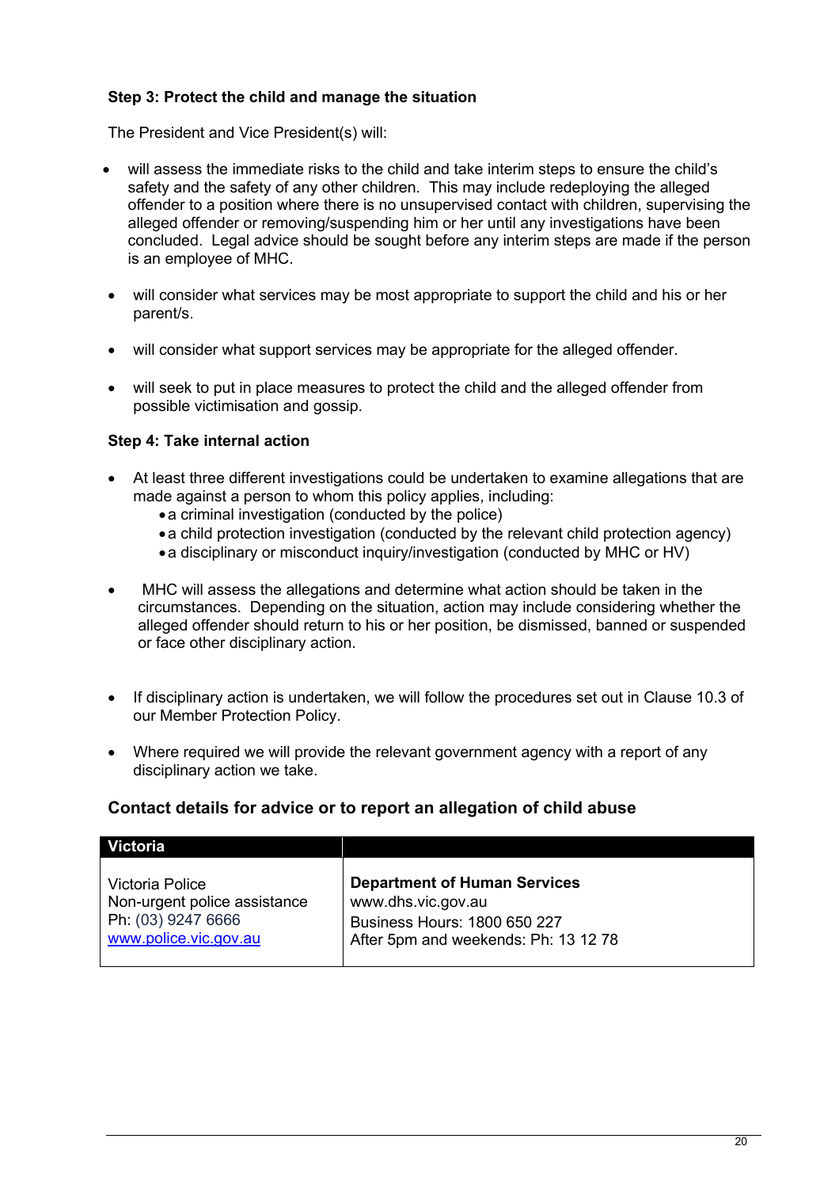**Step 3: Protect the child and manage the situation**

The President and Vice President(s) will:

- will assess the immediate risks to the child and take interim steps to ensure the child's safety and the safety of any other children. This may include redeploying the alleged offender to a position where there is no unsupervised contact with children, supervising the alleged offender or removing/suspending him or her until any investigations have been concluded. Legal advice should be sought before any interim steps are made if the person is an employee of MHC.
- will consider what services may be most appropriate to support the child and his or her parent/s.
- will consider what support services may be appropriate for the alleged offender.
- will seek to put in place measures to protect the child and the alleged offender from possible victimisation and gossip.

**Step 4: Take internal action**

- At least three different investigations could be undertaken to examine allegations that are made against a person to whom this policy applies, including:
  - a criminal investigation (conducted by the police)
  - a child protection investigation (conducted by the relevant child protection agency)
  - a disciplinary or misconduct inquiry/investigation (conducted by MHC or HV)
- MHC will assess the allegations and determine what action should be taken in the circumstances. Depending on the situation, action may include considering whether the alleged offender should return to his or her position, be dismissed, banned or suspended or face other disciplinary action.
- If disciplinary action is undertaken, we will follow the procedures set out in Clause 10.3 of our Member Protection Policy.
- Where required we will provide the relevant government agency with a report of any disciplinary action we take.

### Contact details for advice or to report an allegation of child abuse

| Victoria | |
|---|---|
| Victoria Police<br>Non-urgent police assistance<br>Ph: (03) 9247 6666<br>www.police.vic.gov.au | **Department of Human Services**<br>www.dhs.vic.gov.au<br>Business Hours: 1800 650 227<br>After 5pm and weekends: Ph: 13 12 78 |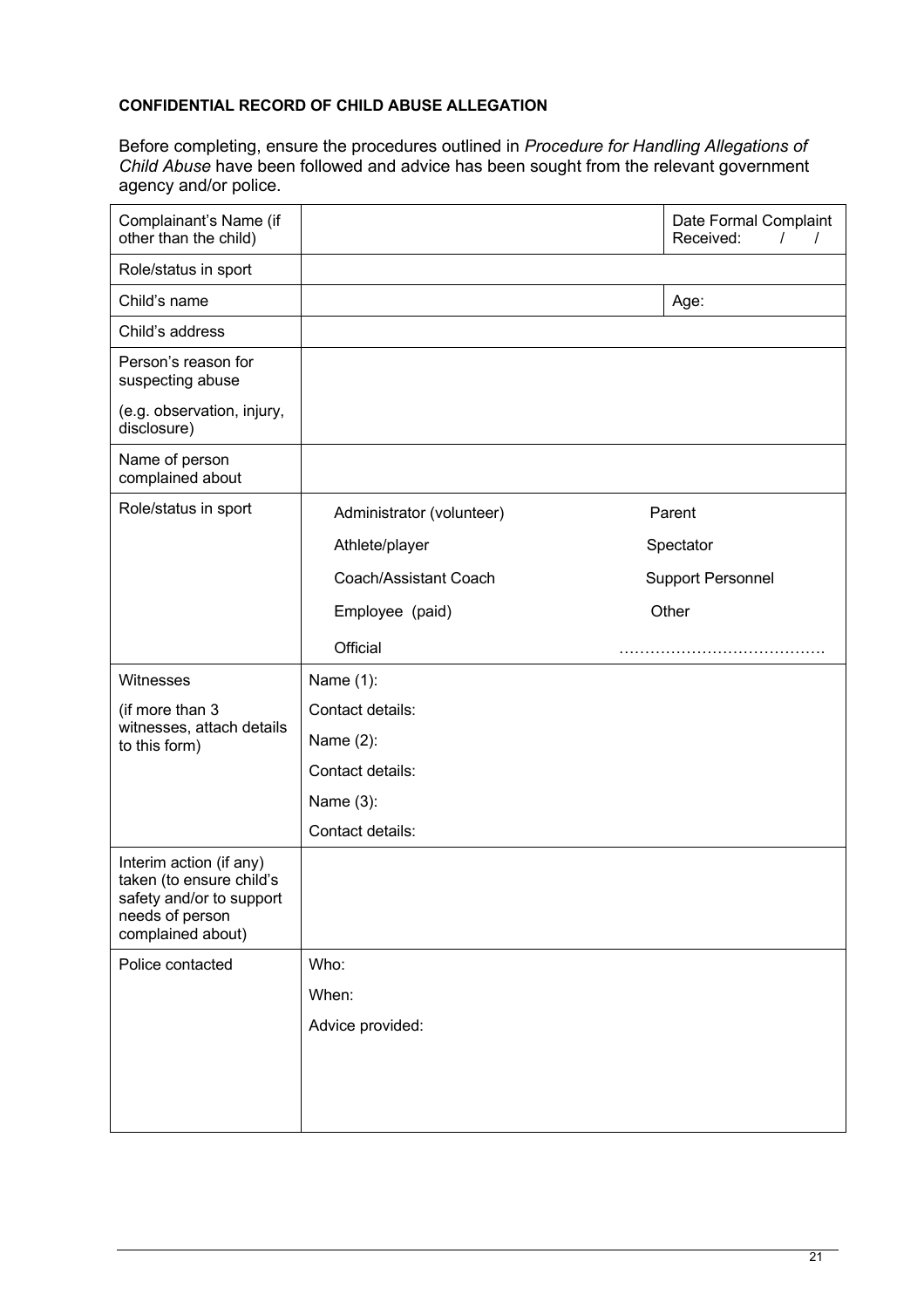**CONFIDENTIAL RECORD OF CHILD ABUSE ALLEGATION**

Before completing, ensure the procedures outlined in *Procedure for Handling Allegations of Child Abuse* have been followed and advice has been sought from the relevant government agency and/or police.

| | | | |
|---|---|---|---|
| Complainant's Name (if other than the child) | | | Date Formal Complaint Received: / / |
| Role/status in sport | | | |
| Child's name | | | Age: |
| Child's address | | | |
| Person's reason for suspecting abuse<br><br>(e.g. observation, injury, disclosure) | | | |
| Name of person complained about | | | |
| Role/status in sport | Administrator (volunteer)<br>Athlete/player<br>Coach/Assistant Coach<br>Employee (paid)<br>Official | Parent<br>Spectator<br>Support Personnel<br>Other<br>………………………………… | |
| Witnesses<br><br>(if more than 3 witnesses, attach details to this form) | Name (1):<br>Contact details:<br>Name (2):<br>Contact details:<br>Name (3):<br>Contact details: | | |
| Interim action (if any) taken (to ensure child's safety and/or to support needs of person complained about) | | | |
| Police contacted | Who:<br>When:<br>Advice provided: | | |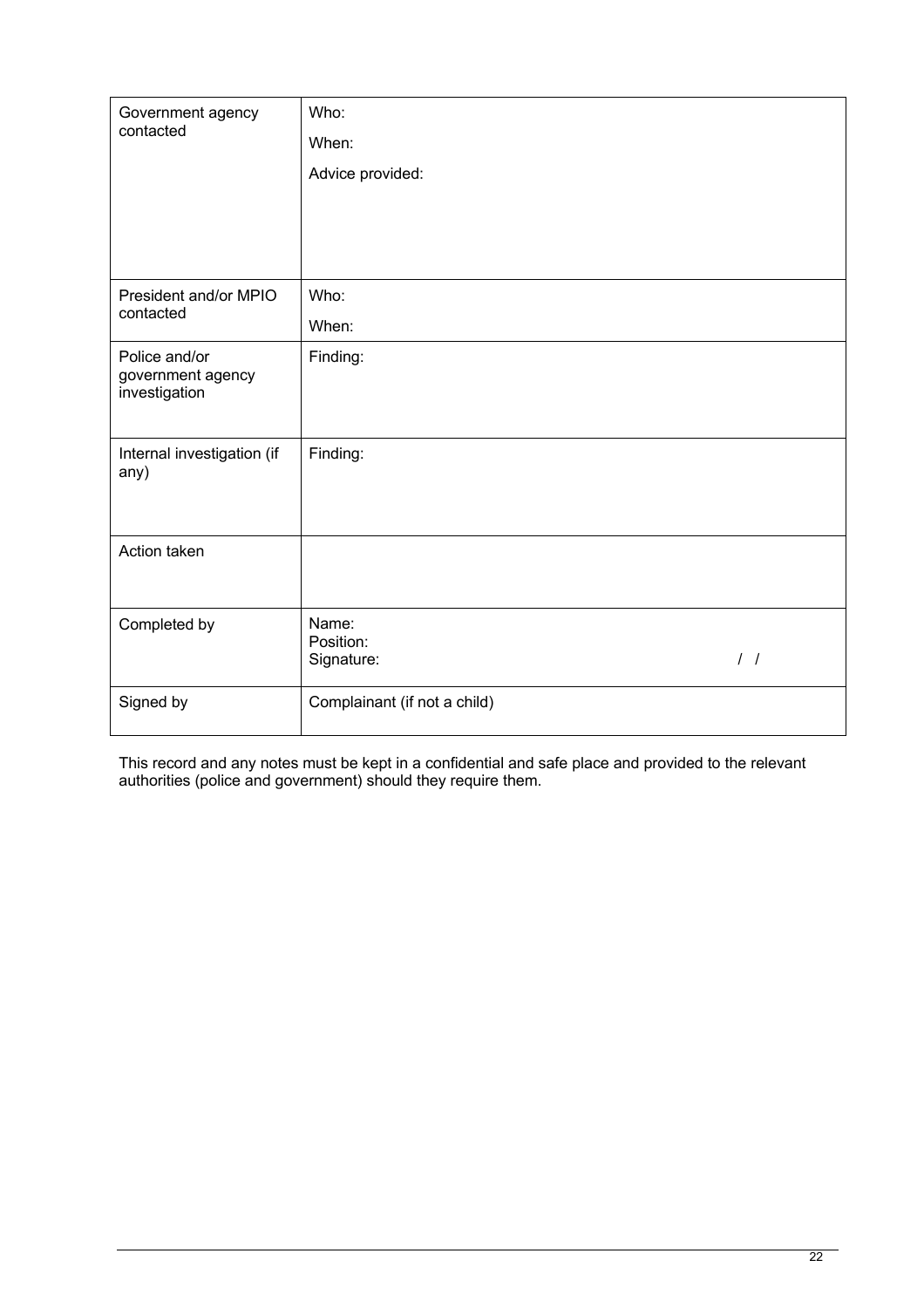| | |
|---|---|
| Government agency contacted | Who:<br>When:<br>Advice provided: |
| President and/or MPIO contacted | Who:<br>When: |
| Police and/or government agency investigation | Finding: |
| Internal investigation (if any) | Finding: |
| Action taken | |
| Completed by | Name:<br>Position:<br>Signature: / / |
| Signed by | Complainant (if not a child) |

This record and any notes must be kept in a confidential and safe place and provided to the relevant authorities (police and government) should they require them.